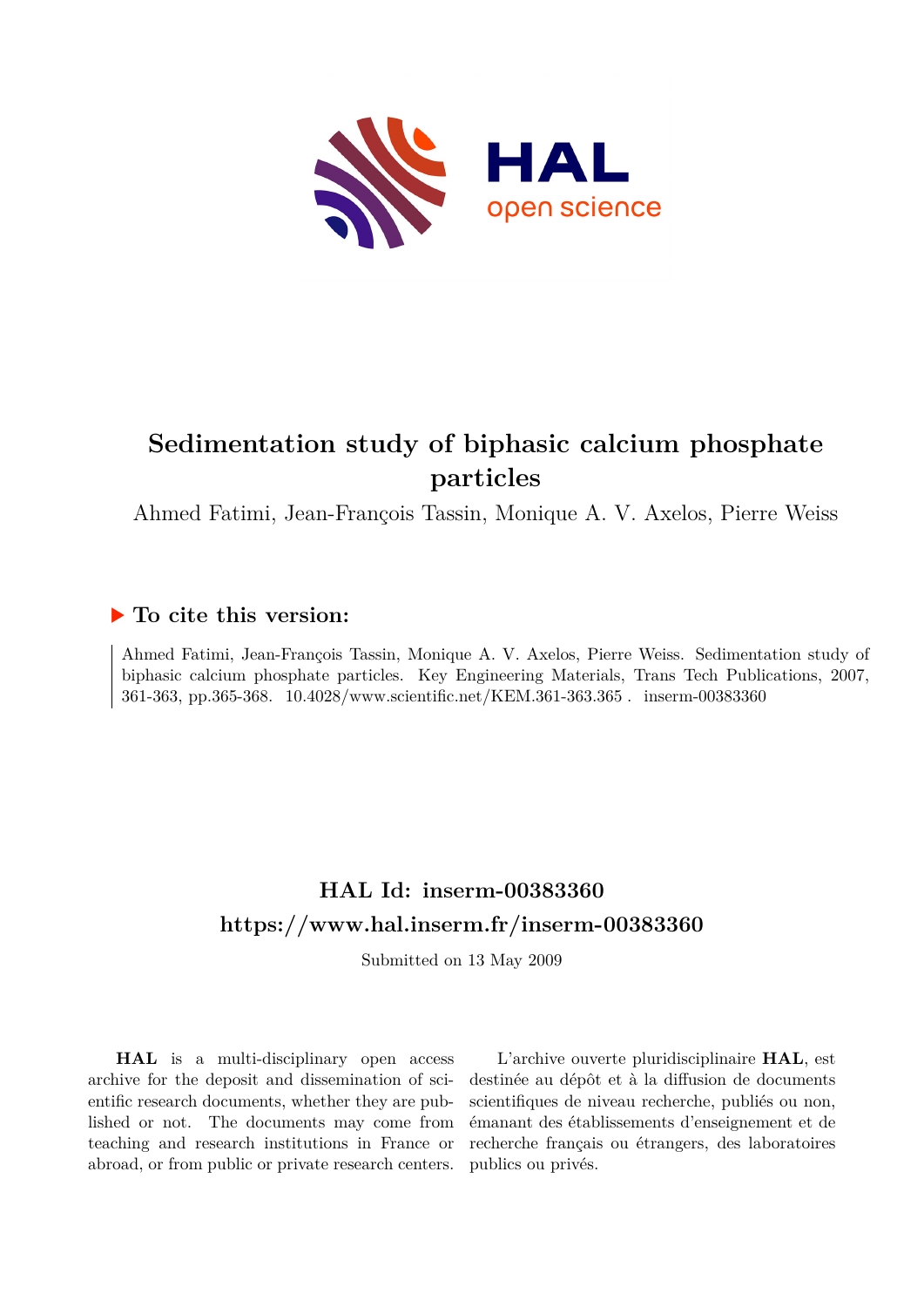# Sedimentation study of biphasic calcium phosphate particles

Ahmed Fatimi, Jean-François Tassin, Monique A. V. Axelos, Pierre Weiss

## ▶ To cite this version:

Ahmed Fatimi, Jean-François Tassin, Monique A. V. Axelos, Pierre Weiss. Sedimentation study of biphasic calcium phosphate particles. Key Engineering Materials, Trans Tech Publications, 2007, 361-363, pp.365-368. 10.4028/www.scientific.net/KEM.361-363.365 . inserm-00383360

## HAL Id: inserm-00383360

## https://www.hal.inserm.fr/inserm-00383360

Submitted on 13 May 2009

**HAL** is a multi-disciplinary open access archive for the deposit and dissemination of scientific research documents, whether they are published or not. The documents may come from teaching and research institutions in France or abroad, or from public or private research centers.

L'archive ouverte pluridisciplinaire **HAL**, est destinée au dépôt et à la diffusion de documents scientifiques de niveau recherche, publiés ou non, émanant des établissements d'enseignement et de recherche français ou étrangers, des laboratoires publics ou privés.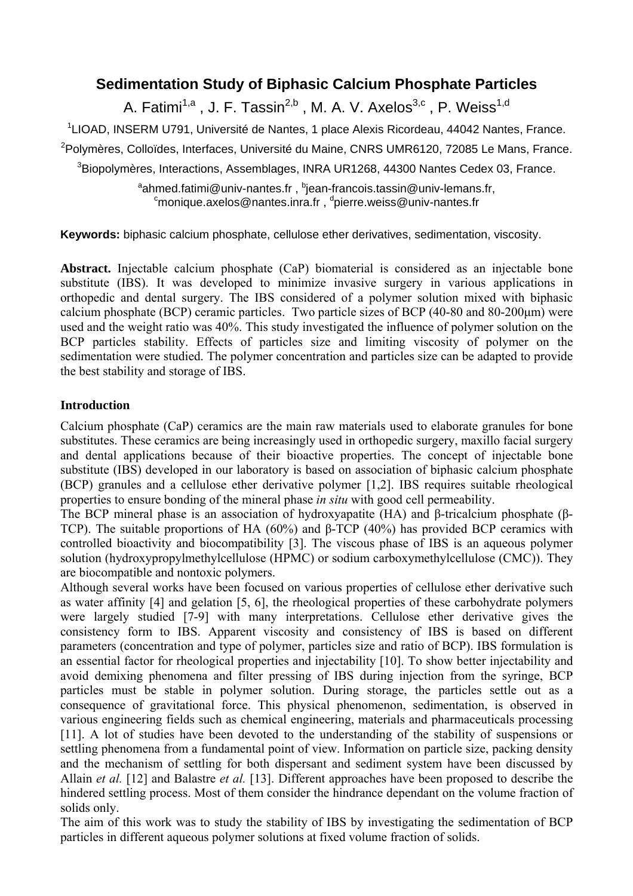# Sedimentation Study of Biphasic Calcium Phosphate Particles

A. Fatimi[1,a] , J. F. Tassin[2,b] , M. A. V. Axelos[3,c] , P. Weiss[1,d]

[1]LIOAD, INSERM U791, Université de Nantes, 1 place Alexis Ricordeau, 44042 Nantes, France.

[2]Polymères, Colloïdes, Interfaces, Université du Maine, CNRS UMR6120, 72085 Le Mans, France.

[3]Biopolymères, Interactions, Assemblages, INRA UR1268, 44300 Nantes Cedex 03, France.

[a]ahmed.fatimi@univ-nantes.fr , [b]jean-francois.tassin@univ-lemans.fr, [c]monique.axelos@nantes.inra.fr , [d]pierre.weiss@univ-nantes.fr

**Keywords:** biphasic calcium phosphate, cellulose ether derivatives, sedimentation, viscosity.

**Abstract.** Injectable calcium phosphate (CaP) biomaterial is considered as an injectable bone substitute (IBS). It was developed to minimize invasive surgery in various applications in orthopedic and dental surgery. The IBS considered of a polymer solution mixed with biphasic calcium phosphate (BCP) ceramic particles. Two particle sizes of BCP (40-80 and 80-200µm) were used and the weight ratio was 40%. This study investigated the influence of polymer solution on the BCP particles stability. Effects of particles size and limiting viscosity of polymer on the sedimentation were studied. The polymer concentration and particles size can be adapted to provide the best stability and storage of IBS.

## Introduction

Calcium phosphate (CaP) ceramics are the main raw materials used to elaborate granules for bone substitutes. These ceramics are being increasingly used in orthopedic surgery, maxillo facial surgery and dental applications because of their bioactive properties. The concept of injectable bone substitute (IBS) developed in our laboratory is based on association of biphasic calcium phosphate (BCP) granules and a cellulose ether derivative polymer [1,2]. IBS requires suitable rheological properties to ensure bonding of the mineral phase *in situ* with good cell permeability.

The BCP mineral phase is an association of hydroxyapatite (HA) and β-tricalcium phosphate (β-TCP). The suitable proportions of HA (60%) and β-TCP (40%) has provided BCP ceramics with controlled bioactivity and biocompatibility [3]. The viscous phase of IBS is an aqueous polymer solution (hydroxypropylmethylcellulose (HPMC) or sodium carboxymethylcellulose (CMC)). They are biocompatible and nontoxic polymers.

Although several works have been focused on various properties of cellulose ether derivative such as water affinity [4] and gelation [5, 6], the rheological properties of these carbohydrate polymers were largely studied [7-9] with many interpretations. Cellulose ether derivative gives the consistency form to IBS. Apparent viscosity and consistency of IBS is based on different parameters (concentration and type of polymer, particles size and ratio of BCP). IBS formulation is an essential factor for rheological properties and injectability [10]. To show better injectability and avoid demixing phenomena and filter pressing of IBS during injection from the syringe, BCP particles must be stable in polymer solution. During storage, the particles settle out as a consequence of gravitational force. This physical phenomenon, sedimentation, is observed in various engineering fields such as chemical engineering, materials and pharmaceuticals processing [11]. A lot of studies have been devoted to the understanding of the stability of suspensions or settling phenomena from a fundamental point of view. Information on particle size, packing density and the mechanism of settling for both dispersant and sediment system have been discussed by Allain *et al.* [12] and Balastre *et al.* [13]. Different approaches have been proposed to describe the hindered settling process. Most of them consider the hindrance dependant on the volume fraction of solids only.

The aim of this work was to study the stability of IBS by investigating the sedimentation of BCP particles in different aqueous polymer solutions at fixed volume fraction of solids.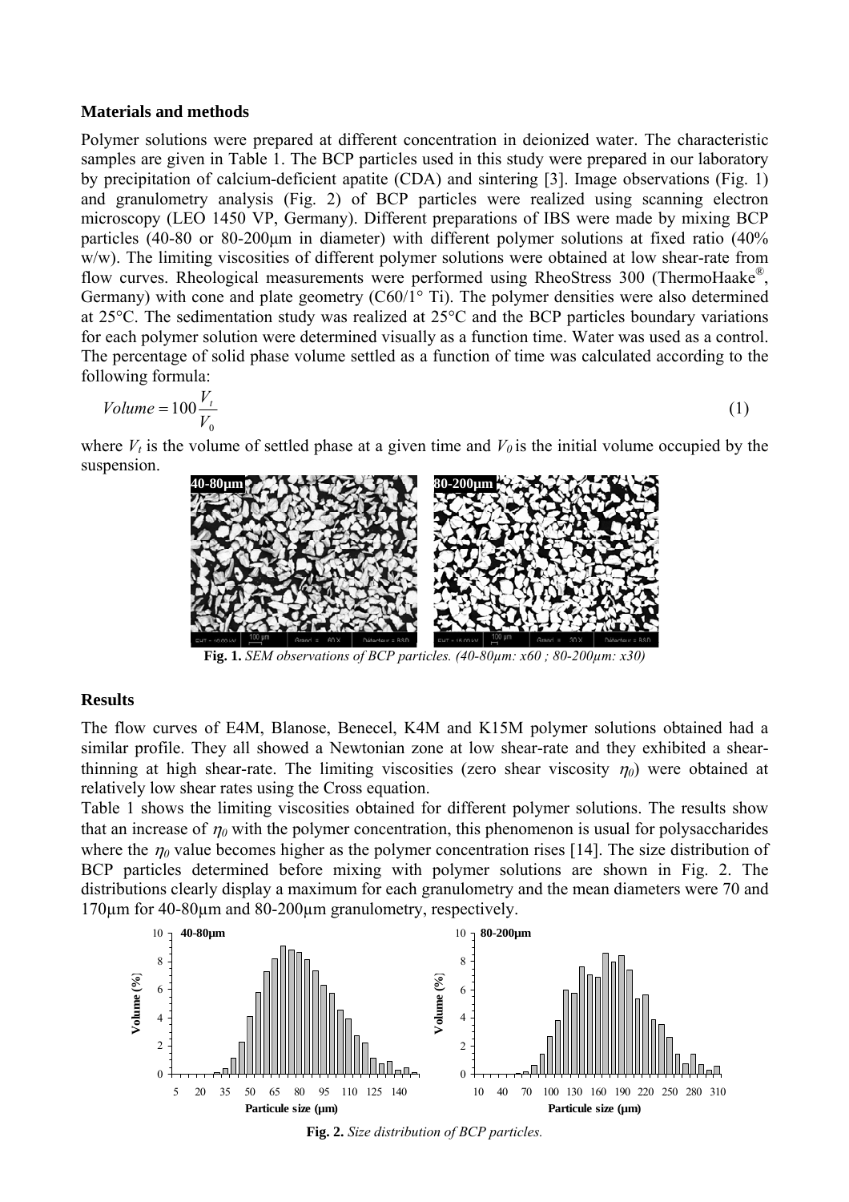## Materials and methods

Polymer solutions were prepared at different concentration in deionized water. The characteristic samples are given in Table 1. The BCP particles used in this study were prepared in our laboratory by precipitation of calcium-deficient apatite (CDA) and sintering [3]. Image observations (Fig. 1) and granulometry analysis (Fig. 2) of BCP particles were realized using scanning electron microscopy (LEO 1450 VP, Germany). Different preparations of IBS were made by mixing BCP particles (40-80 or 80-200µm in diameter) with different polymer solutions at fixed ratio (40% w/w). The limiting viscosities of different polymer solutions were obtained at low shear-rate from flow curves. Rheological measurements were performed using RheoStress 300 (ThermoHaake®, Germany) with cone and plate geometry (C60/1° Ti). The polymer densities were also determined at 25°C. The sedimentation study was realized at 25°C and the BCP particles boundary variations for each polymer solution were determined visually as a function time. Water was used as a control. The percentage of solid phase volume settled as a function of time was calculated according to the following formula:

$$Volume = 100\frac{V_t}{V_0} \quad (1)$$

where $V_t$ is the volume of settled phase at a given time and $V_0$ is the initial volume occupied by the suspension.

**Fig. 1.** *SEM observations of BCP particles. (40-80µm: x60 ; 80-200µm: x30)*

## Results

The flow curves of E4M, Blanose, Benecel, K4M and K15M polymer solutions obtained had a similar profile. They all showed a Newtonian zone at low shear-rate and they exhibited a shear-thinning at high shear-rate. The limiting viscosities (zero shear viscosity $\eta_0$) were obtained at relatively low shear rates using the Cross equation.

Table 1 shows the limiting viscosities obtained for different polymer solutions. The results show that an increase of $\eta_0$ with the polymer concentration, this phenomenon is usual for polysaccharides where the $\eta_0$ value becomes higher as the polymer concentration rises [14]. The size distribution of BCP particles determined before mixing with polymer solutions are shown in Fig. 2. The distributions clearly display a maximum for each granulometry and the mean diameters were 70 and 170µm for 40-80µm and 80-200µm granulometry, respectively.

**Fig. 2.** *Size distribution of BCP particles.*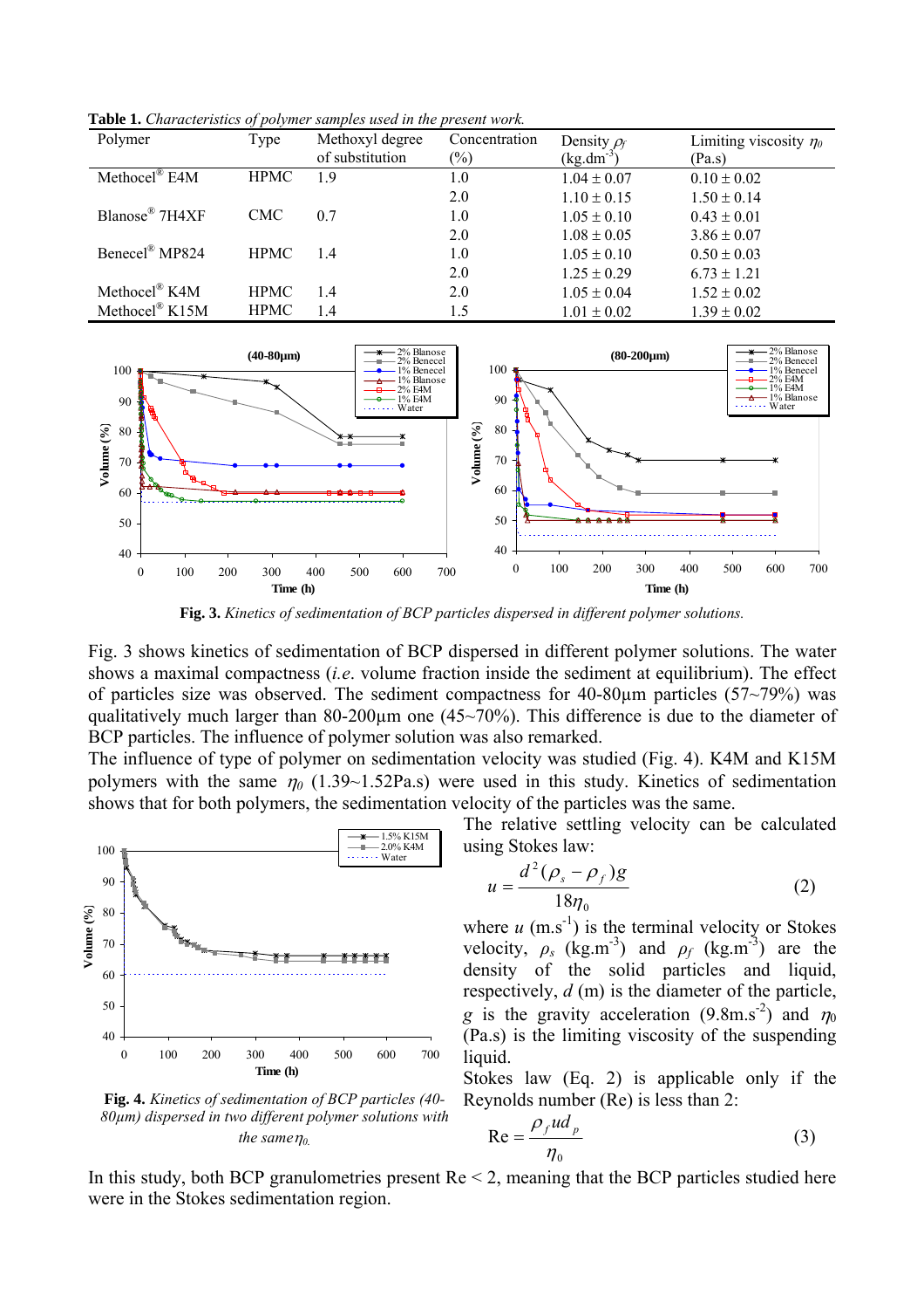**Table 1.** *Characteristics of polymer samples used in the present work.*

| Polymer | Type | Methoxyl degree of substitution | Concentration (%) | Density $\rho_f$ (kg.dm$^{-3}$) | Limiting viscosity $\eta_0$ (Pa.s) |
|---|---|---|---|---|---|
| Methocel® E4M | HPMC | 1.9 | 1.0 | 1.04 ± 0.07 | 0.10 ± 0.02 |
| | | | 2.0 | 1.10 ± 0.15 | 1.50 ± 0.14 |
| Blanose® 7H4XF | CMC | 0.7 | 1.0 | 1.05 ± 0.10 | 0.43 ± 0.01 |
| | | | 2.0 | 1.08 ± 0.05 | 3.86 ± 0.07 |
| Benecel® MP824 | HPMC | 1.4 | 1.0 | 1.05 ± 0.10 | 0.50 ± 0.03 |
| | | | 2.0 | 1.25 ± 0.29 | 6.73 ± 1.21 |
| Methocel® K4M | HPMC | 1.4 | 2.0 | 1.05 ± 0.04 | 1.52 ± 0.02 |
| Methocel® K15M | HPMC | 1.4 | 1.5 | 1.01 ± 0.02 | 1.39 ± 0.02 |

**Fig. 3.** *Kinetics of sedimentation of BCP particles dispersed in different polymer solutions.*

Fig. 3 shows kinetics of sedimentation of BCP dispersed in different polymer solutions. The water shows a maximal compactness (*i.e*. volume fraction inside the sediment at equilibrium). The effect of particles size was observed. The sediment compactness for 40-80µm particles (57~79%) was qualitatively much larger than 80-200µm one (45~70%). This difference is due to the diameter of BCP particles. The influence of polymer solution was also remarked.

The influence of type of polymer on sedimentation velocity was studied (Fig. 4). K4M and K15M polymers with the same $\eta_0$ (1.39~1.52Pa.s) were used in this study. Kinetics of sedimentation shows that for both polymers, the sedimentation velocity of the particles was the same.

**Fig. 4.** *Kinetics of sedimentation of BCP particles (40-80µm) dispersed in two different polymer solutions with the same $\eta_0$.*

The relative settling velocity can be calculated using Stokes law:

$$u = \frac{d^2(\rho_s - \rho_f)g}{18\eta_0} \tag{2}$$

where $u$ (m.s$^{-1}$) is the terminal velocity or Stokes velocity, $\rho_s$ (kg.m$^{-3}$) and $\rho_f$ (kg.m$^{-3}$) are the density of the solid particles and liquid, respectively, $d$ (m) is the diameter of the particle, $g$ is the gravity acceleration (9.8m.s$^{-2}$) and $\eta_0$ (Pa.s) is the limiting viscosity of the suspending liquid.

Stokes law (Eq. 2) is applicable only if the Reynolds number (Re) is less than 2:

$$\text{Re} = \frac{\rho_f u d_p}{\eta_0} \tag{3}$$

In this study, both BCP granulometries present Re < 2, meaning that the BCP particles studied here were in the Stokes sedimentation region.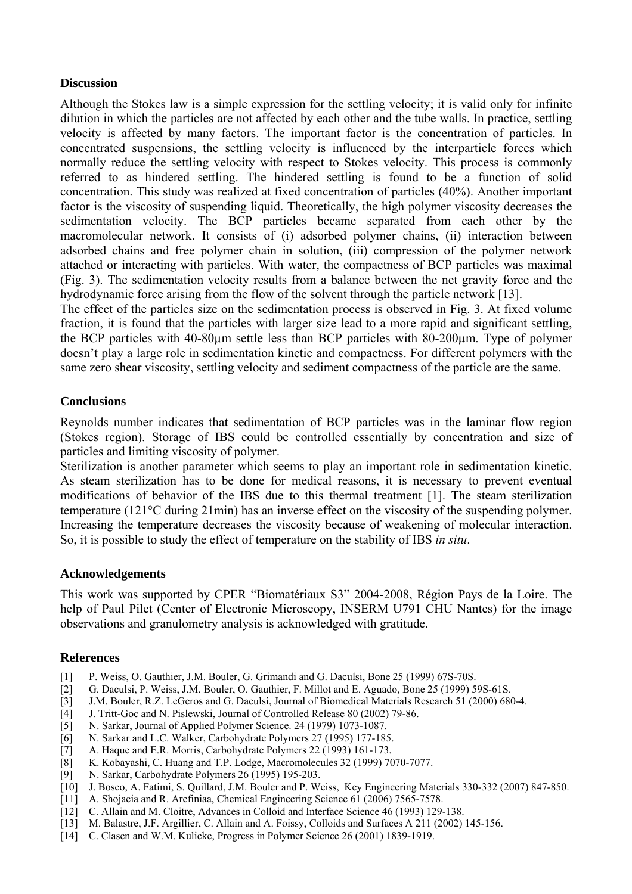## Discussion

Although the Stokes law is a simple expression for the settling velocity; it is valid only for infinite dilution in which the particles are not affected by each other and the tube walls. In practice, settling velocity is affected by many factors. The important factor is the concentration of particles. In concentrated suspensions, the settling velocity is influenced by the interparticle forces which normally reduce the settling velocity with respect to Stokes velocity. This process is commonly referred to as hindered settling. The hindered settling is found to be a function of solid concentration. This study was realized at fixed concentration of particles (40%). Another important factor is the viscosity of suspending liquid. Theoretically, the high polymer viscosity decreases the sedimentation velocity. The BCP particles became separated from each other by the macromolecular network. It consists of (i) adsorbed polymer chains, (ii) interaction between adsorbed chains and free polymer chain in solution, (iii) compression of the polymer network attached or interacting with particles. With water, the compactness of BCP particles was maximal (Fig. 3). The sedimentation velocity results from a balance between the net gravity force and the hydrodynamic force arising from the flow of the solvent through the particle network [13].

The effect of the particles size on the sedimentation process is observed in Fig. 3. At fixed volume fraction, it is found that the particles with larger size lead to a more rapid and significant settling, the BCP particles with 40-80µm settle less than BCP particles with 80-200µm. Type of polymer doesn't play a large role in sedimentation kinetic and compactness. For different polymers with the same zero shear viscosity, settling velocity and sediment compactness of the particle are the same.

## Conclusions

Reynolds number indicates that sedimentation of BCP particles was in the laminar flow region (Stokes region). Storage of IBS could be controlled essentially by concentration and size of particles and limiting viscosity of polymer.

Sterilization is another parameter which seems to play an important role in sedimentation kinetic. As steam sterilization has to be done for medical reasons, it is necessary to prevent eventual modifications of behavior of the IBS due to this thermal treatment [1]. The steam sterilization temperature (121°C during 21min) has an inverse effect on the viscosity of the suspending polymer. Increasing the temperature decreases the viscosity because of weakening of molecular interaction. So, it is possible to study the effect of temperature on the stability of IBS *in situ*.

## Acknowledgements

This work was supported by CPER "Biomatériaux S3" 2004-2008, Région Pays de la Loire. The help of Paul Pilet (Center of Electronic Microscopy, INSERM U791 CHU Nantes) for the image observations and granulometry analysis is acknowledged with gratitude.

## References

[1] P. Weiss, O. Gauthier, J.M. Bouler, G. Grimandi and G. Daculsi, Bone 25 (1999) 67S-70S.
[2] G. Daculsi, P. Weiss, J.M. Bouler, O. Gauthier, F. Millot and E. Aguado, Bone 25 (1999) 59S-61S.
[3] J.M. Bouler, R.Z. LeGeros and G. Daculsi, Journal of Biomedical Materials Research 51 (2000) 680-4.
[4] J. Tritt-Goc and N. Pislewski, Journal of Controlled Release 80 (2002) 79-86.
[5] N. Sarkar, Journal of Applied Polymer Science. 24 (1979) 1073-1087.
[6] N. Sarkar and L.C. Walker, Carbohydrate Polymers 27 (1995) 177-185.
[7] A. Haque and E.R. Morris, Carbohydrate Polymers 22 (1993) 161-173.
[8] K. Kobayashi, C. Huang and T.P. Lodge, Macromolecules 32 (1999) 7070-7077.
[9] N. Sarkar, Carbohydrate Polymers 26 (1995) 195-203.
[10] J. Bosco, A. Fatimi, S. Quillard, J.M. Bouler and P. Weiss, Key Engineering Materials 330-332 (2007) 847-850.
[11] A. Shojaeia and R. Arefiniaa, Chemical Engineering Science 61 (2006) 7565-7578.
[12] C. Allain and M. Cloitre, Advances in Colloid and Interface Science 46 (1993) 129-138.
[13] M. Balastre, J.F. Argillier, C. Allain and A. Foissy, Colloids and Surfaces A 211 (2002) 145-156.
[14] C. Clasen and W.M. Kulicke, Progress in Polymer Science 26 (2001) 1839-1919.